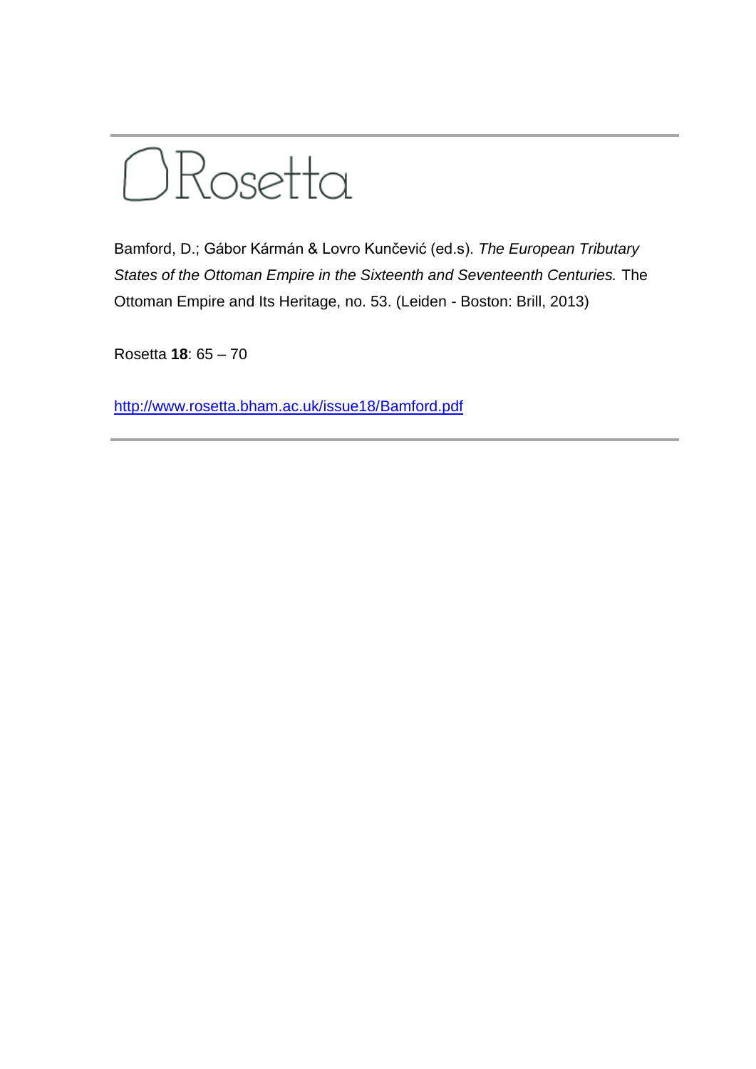# Rosetta

Bamford, D.; Gábor Kármán & Lovro Kunčević (ed.s). *The European Tributary States of the Ottoman Empire in the Sixteenth and Seventeenth Centuries.* The Ottoman Empire and Its Heritage, no. 53. (Leiden - Boston: Brill, 2013)

Rosetta **18**: 65 – 70

http://www.rosetta.bham.ac.uk/issue18/Bamford.pdf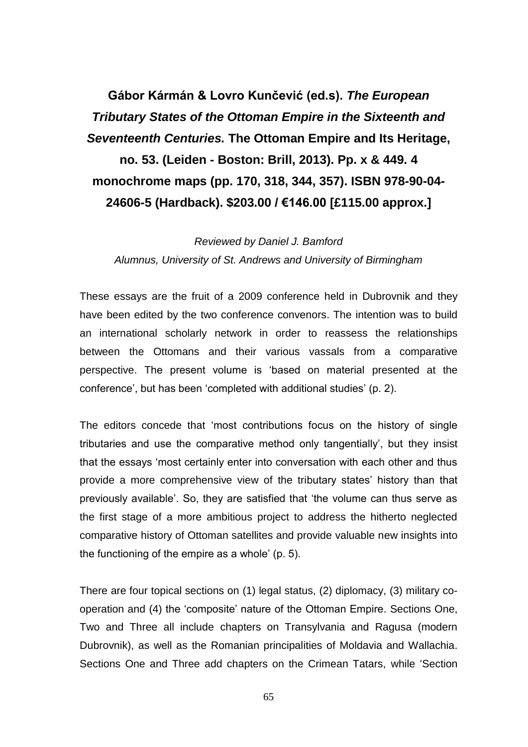**Gábor Kármán & Lovro Kunčević (ed.s). *The European Tributary States of the Ottoman Empire in the Sixteenth and Seventeenth Centuries.* The Ottoman Empire and Its Heritage, no. 53. (Leiden - Boston: Brill, 2013). Pp. x & 449. 4 monochrome maps (pp. 170, 318, 344, 357). ISBN 978-90-04-24606-5 (Hardback). $203.00 / €146.00 [£115.00 approx.]**

*Reviewed by Daniel J. Bamford*
*Alumnus, University of St. Andrews and University of Birmingham*

These essays are the fruit of a 2009 conference held in Dubrovnik and they have been edited by the two conference convenors. The intention was to build an international scholarly network in order to reassess the relationships between the Ottomans and their various vassals from a comparative perspective. The present volume is 'based on material presented at the conference', but has been 'completed with additional studies' (p. 2).

The editors concede that 'most contributions focus on the history of single tributaries and use the comparative method only tangentially', but they insist that the essays 'most certainly enter into conversation with each other and thus provide a more comprehensive view of the tributary states' history than that previously available'. So, they are satisfied that 'the volume can thus serve as the first stage of a more ambitious project to address the hitherto neglected comparative history of Ottoman satellites and provide valuable new insights into the functioning of the empire as a whole' (p. 5).

There are four topical sections on (1) legal status, (2) diplomacy, (3) military co-operation and (4) the 'composite' nature of the Ottoman Empire. Sections One, Two and Three all include chapters on Transylvania and Ragusa (modern Dubrovnik), as well as the Romanian principalities of Moldavia and Wallachia. Sections One and Three add chapters on the Crimean Tatars, while 'Section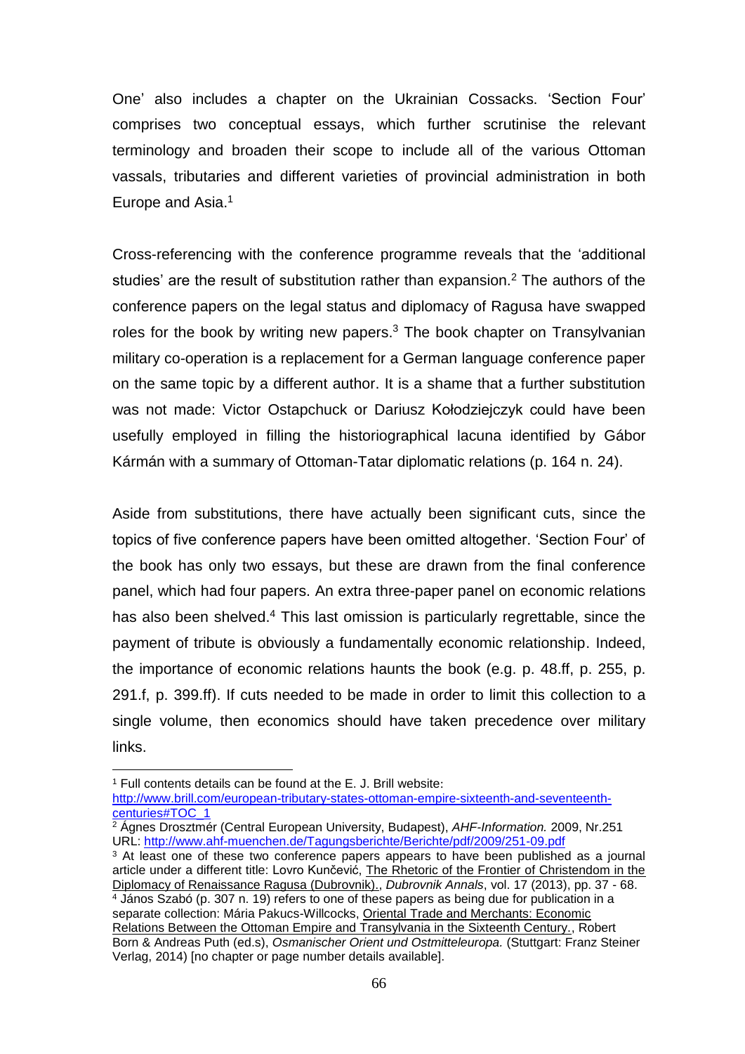One' also includes a chapter on the Ukrainian Cossacks. 'Section Four' comprises two conceptual essays, which further scrutinise the relevant terminology and broaden their scope to include all of the various Ottoman vassals, tributaries and different varieties of provincial administration in both Europe and Asia.[1]

Cross-referencing with the conference programme reveals that the 'additional studies' are the result of substitution rather than expansion.[2] The authors of the conference papers on the legal status and diplomacy of Ragusa have swapped roles for the book by writing new papers.[3] The book chapter on Transylvanian military co-operation is a replacement for a German language conference paper on the same topic by a different author. It is a shame that a further substitution was not made: Victor Ostapchuck or Dariusz Kołodziejczyk could have been usefully employed in filling the historiographical lacuna identified by Gábor Kármán with a summary of Ottoman-Tatar diplomatic relations (p. 164 n. 24).

Aside from substitutions, there have actually been significant cuts, since the topics of five conference papers have been omitted altogether. 'Section Four' of the book has only two essays, but these are drawn from the final conference panel, which had four papers. An extra three-paper panel on economic relations has also been shelved.[4] This last omission is particularly regrettable, since the payment of tribute is obviously a fundamentally economic relationship. Indeed, the importance of economic relations haunts the book (e.g. p. 48.ff, p. 255, p. 291.f, p. 399.ff). If cuts needed to be made in order to limit this collection to a single volume, then economics should have taken precedence over military links.

---

[1] Full contents details can be found at the E. J. Brill website: http://www.brill.com/european-tributary-states-ottoman-empire-sixteenth-and-seventeenth-centuries#TOC_1

[2] Ágnes Drosztmér (Central European University, Budapest), *AHF-Information.* 2009, Nr.251 URL: http://www.ahf-muenchen.de/Tagungsberichte/Berichte/pdf/2009/251-09.pdf

[3] At least one of these two conference papers appears to have been published as a journal article under a different title: Lovro Kunčević, The Rhetoric of the Frontier of Christendom in the Diplomacy of Renaissance Ragusa (Dubrovnik)., *Dubrovnik Annals*, vol. 17 (2013), pp. 37 - 68.

[4] János Szabó (p. 307 n. 19) refers to one of these papers as being due for publication in a separate collection: Mária Pakucs-Willcocks, Oriental Trade and Merchants: Economic Relations Between the Ottoman Empire and Transylvania in the Sixteenth Century., Robert Born & Andreas Puth (ed.s), *Osmanischer Orient und Ostmitteleuropa.* (Stuttgart: Franz Steiner Verlag, 2014) [no chapter or page number details available].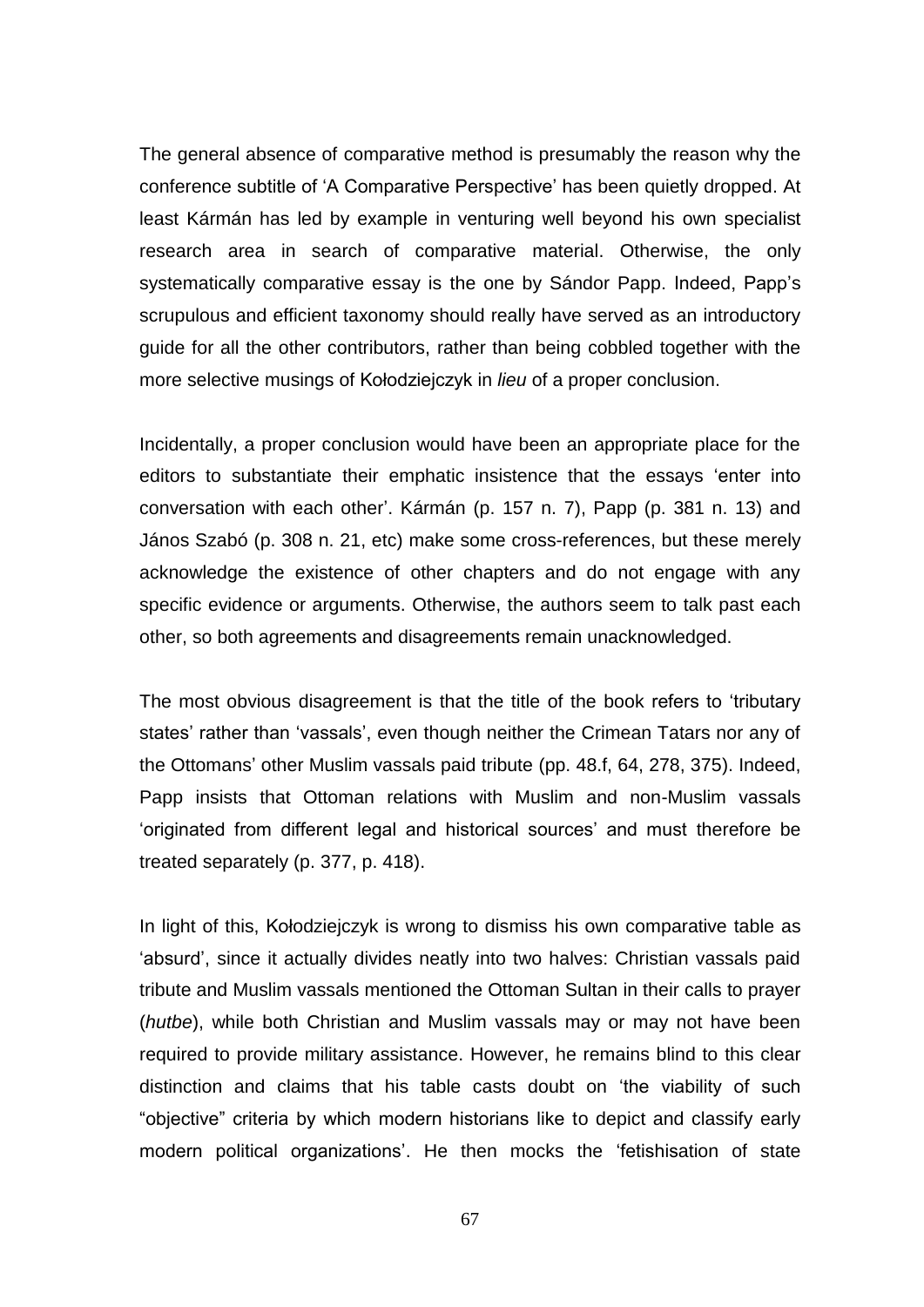The general absence of comparative method is presumably the reason why the conference subtitle of 'A Comparative Perspective' has been quietly dropped. At least Kármán has led by example in venturing well beyond his own specialist research area in search of comparative material. Otherwise, the only systematically comparative essay is the one by Sándor Papp. Indeed, Papp's scrupulous and efficient taxonomy should really have served as an introductory guide for all the other contributors, rather than being cobbled together with the more selective musings of Kołodziejczyk in *lieu* of a proper conclusion.

Incidentally, a proper conclusion would have been an appropriate place for the editors to substantiate their emphatic insistence that the essays 'enter into conversation with each other'. Kármán (p. 157 n. 7), Papp (p. 381 n. 13) and János Szabó (p. 308 n. 21, etc) make some cross-references, but these merely acknowledge the existence of other chapters and do not engage with any specific evidence or arguments. Otherwise, the authors seem to talk past each other, so both agreements and disagreements remain unacknowledged.

The most obvious disagreement is that the title of the book refers to 'tributary states' rather than 'vassals', even though neither the Crimean Tatars nor any of the Ottomans' other Muslim vassals paid tribute (pp. 48.f, 64, 278, 375). Indeed, Papp insists that Ottoman relations with Muslim and non-Muslim vassals 'originated from different legal and historical sources' and must therefore be treated separately (p. 377, p. 418).

In light of this, Kołodziejczyk is wrong to dismiss his own comparative table as 'absurd', since it actually divides neatly into two halves: Christian vassals paid tribute and Muslim vassals mentioned the Ottoman Sultan in their calls to prayer (*hutbe*), while both Christian and Muslim vassals may or may not have been required to provide military assistance. However, he remains blind to this clear distinction and claims that his table casts doubt on 'the viability of such "objective" criteria by which modern historians like to depict and classify early modern political organizations'. He then mocks the 'fetishisation of state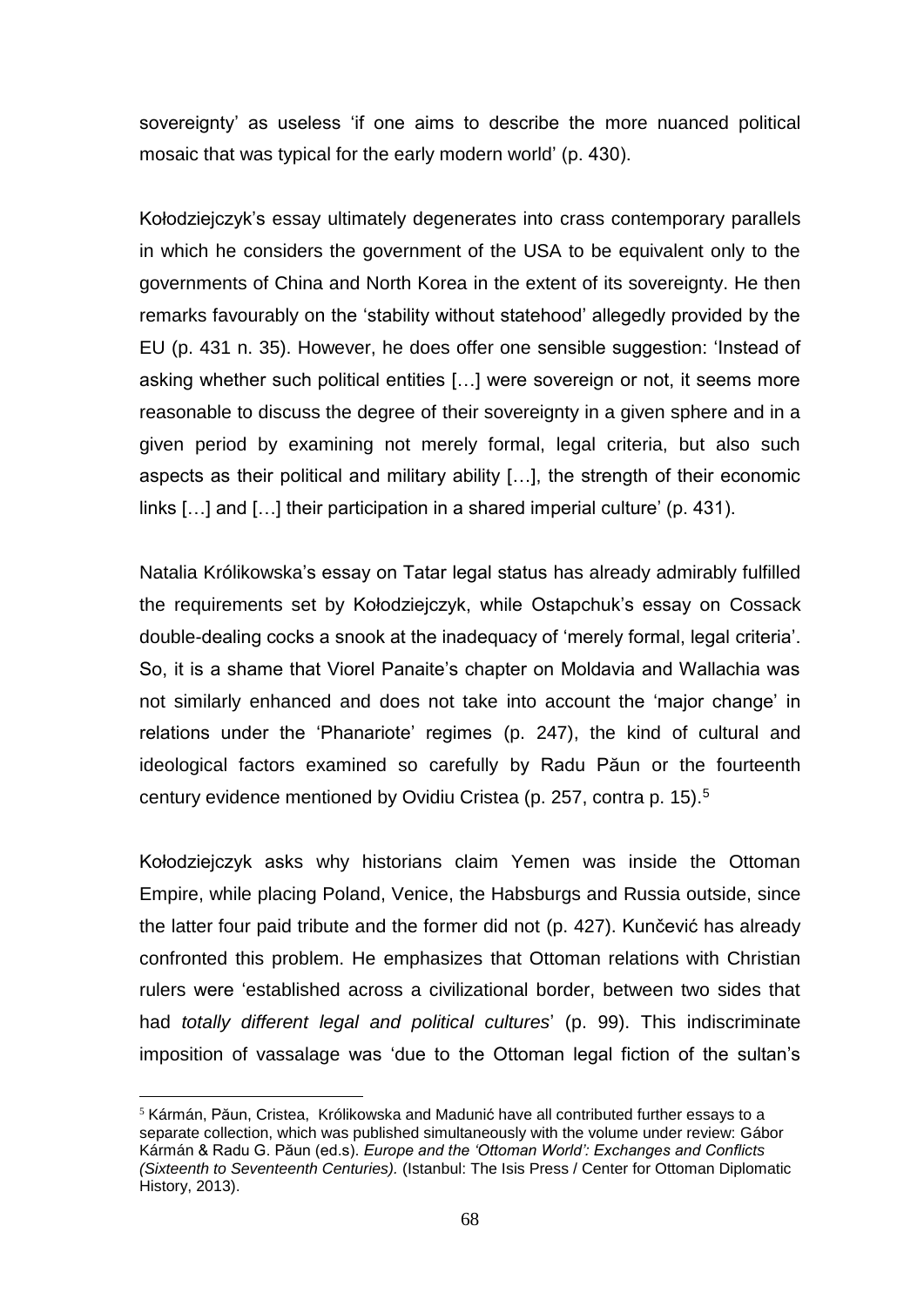sovereignty' as useless 'if one aims to describe the more nuanced political mosaic that was typical for the early modern world' (p. 430).

Kołodziejczyk's essay ultimately degenerates into crass contemporary parallels in which he considers the government of the USA to be equivalent only to the governments of China and North Korea in the extent of its sovereignty. He then remarks favourably on the 'stability without statehood' allegedly provided by the EU (p. 431 n. 35). However, he does offer one sensible suggestion: 'Instead of asking whether such political entities […] were sovereign or not, it seems more reasonable to discuss the degree of their sovereignty in a given sphere and in a given period by examining not merely formal, legal criteria, but also such aspects as their political and military ability […], the strength of their economic links […] and […] their participation in a shared imperial culture' (p. 431).

Natalia Królikowska's essay on Tatar legal status has already admirably fulfilled the requirements set by Kołodziejczyk, while Ostapchuk's essay on Cossack double-dealing cocks a snook at the inadequacy of 'merely formal, legal criteria'. So, it is a shame that Viorel Panaite's chapter on Moldavia and Wallachia was not similarly enhanced and does not take into account the 'major change' in relations under the 'Phanariote' regimes (p. 247), the kind of cultural and ideological factors examined so carefully by Radu Păun or the fourteenth century evidence mentioned by Ovidiu Cristea (p. 257, contra p. 15).[5]

Kołodziejczyk asks why historians claim Yemen was inside the Ottoman Empire, while placing Poland, Venice, the Habsburgs and Russia outside, since the latter four paid tribute and the former did not (p. 427). Kunčević has already confronted this problem. He emphasizes that Ottoman relations with Christian rulers were 'established across a civilizational border, between two sides that had *totally different legal and political cultures*' (p. 99). This indiscriminate imposition of vassalage was 'due to the Ottoman legal fiction of the sultan's

[5] Kármán, Păun, Cristea, Królikowska and Madunić have all contributed further essays to a separate collection, which was published simultaneously with the volume under review: Gábor Kármán & Radu G. Păun (ed.s). *Europe and the 'Ottoman World': Exchanges and Conflicts (Sixteenth to Seventeenth Centuries).* (Istanbul: The Isis Press / Center for Ottoman Diplomatic History, 2013).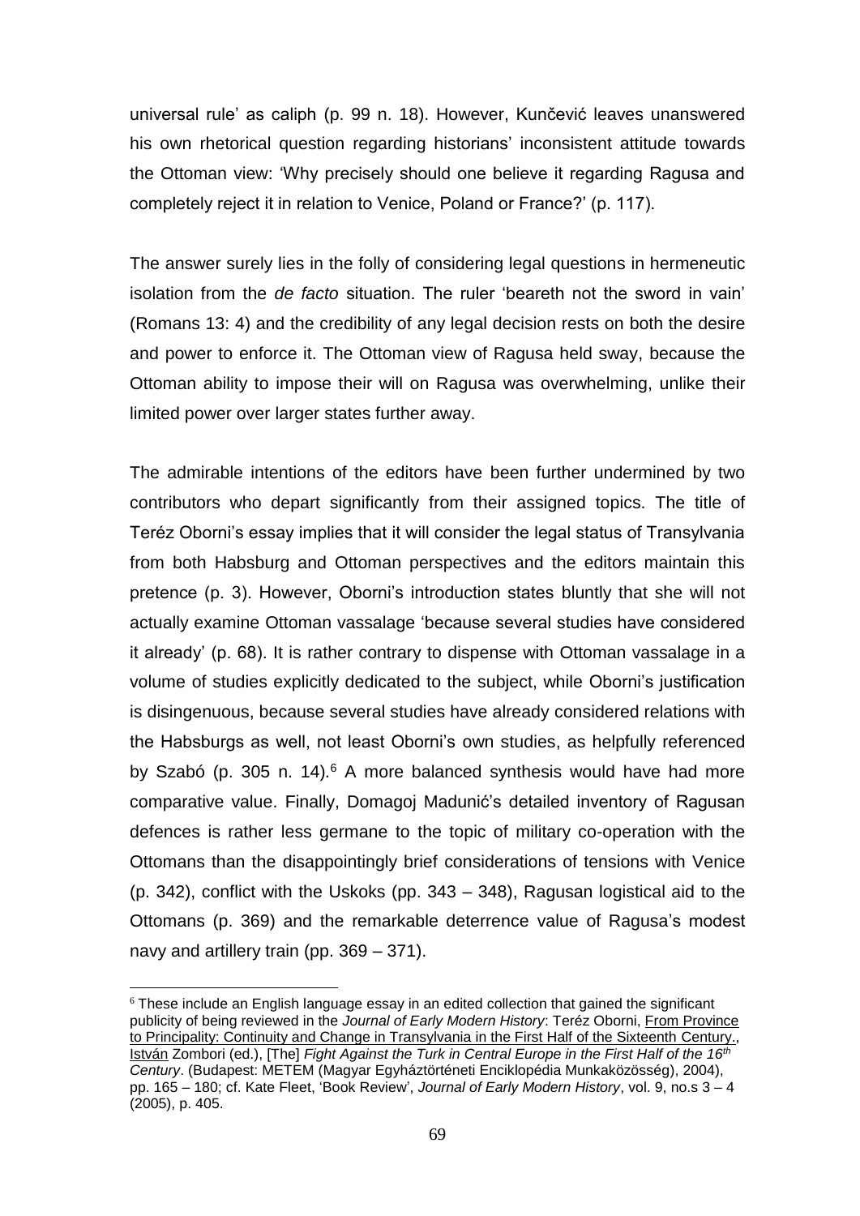universal rule' as caliph (p. 99 n. 18). However, Kunčević leaves unanswered his own rhetorical question regarding historians' inconsistent attitude towards the Ottoman view: 'Why precisely should one believe it regarding Ragusa and completely reject it in relation to Venice, Poland or France?' (p. 117).

The answer surely lies in the folly of considering legal questions in hermeneutic isolation from the *de facto* situation. The ruler 'beareth not the sword in vain' (Romans 13: 4) and the credibility of any legal decision rests on both the desire and power to enforce it. The Ottoman view of Ragusa held sway, because the Ottoman ability to impose their will on Ragusa was overwhelming, unlike their limited power over larger states further away.

The admirable intentions of the editors have been further undermined by two contributors who depart significantly from their assigned topics. The title of Teréz Oborni's essay implies that it will consider the legal status of Transylvania from both Habsburg and Ottoman perspectives and the editors maintain this pretence (p. 3). However, Oborni's introduction states bluntly that she will not actually examine Ottoman vassalage 'because several studies have considered it already' (p. 68). It is rather contrary to dispense with Ottoman vassalage in a volume of studies explicitly dedicated to the subject, while Oborni's justification is disingenuous, because several studies have already considered relations with the Habsburgs as well, not least Oborni's own studies, as helpfully referenced by Szabó (p. 305 n. 14).[6] A more balanced synthesis would have had more comparative value. Finally, Domagoj Madunić's detailed inventory of Ragusan defences is rather less germane to the topic of military co-operation with the Ottomans than the disappointingly brief considerations of tensions with Venice (p. 342), conflict with the Uskoks (pp. 343 – 348), Ragusan logistical aid to the Ottomans (p. 369) and the remarkable deterrence value of Ragusa's modest navy and artillery train (pp. 369 – 371).

---

[6] These include an English language essay in an edited collection that gained the significant publicity of being reviewed in the *Journal of Early Modern History*: Teréz Oborni, From Province to Principality: Continuity and Change in Transylvania in the First Half of the Sixteenth Century., István Zombori (ed.), [The] *Fight Against the Turk in Central Europe in the First Half of the 16th Century*. (Budapest: METEM (Magyar Egyháztörténeti Enciklopédia Munkaközösség), 2004), pp. 165 – 180; cf. Kate Fleet, 'Book Review', *Journal of Early Modern History*, vol. 9, no.s 3 – 4 (2005), p. 405.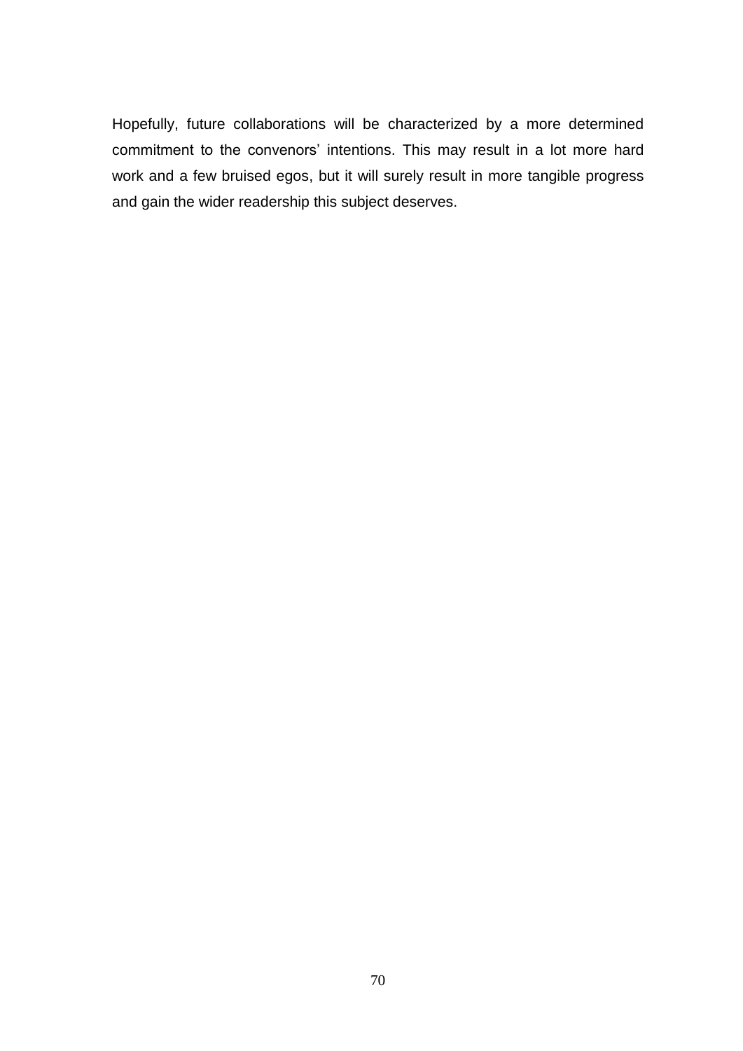Hopefully, future collaborations will be characterized by a more determined commitment to the convenors' intentions. This may result in a lot more hard work and a few bruised egos, but it will surely result in more tangible progress and gain the wider readership this subject deserves.